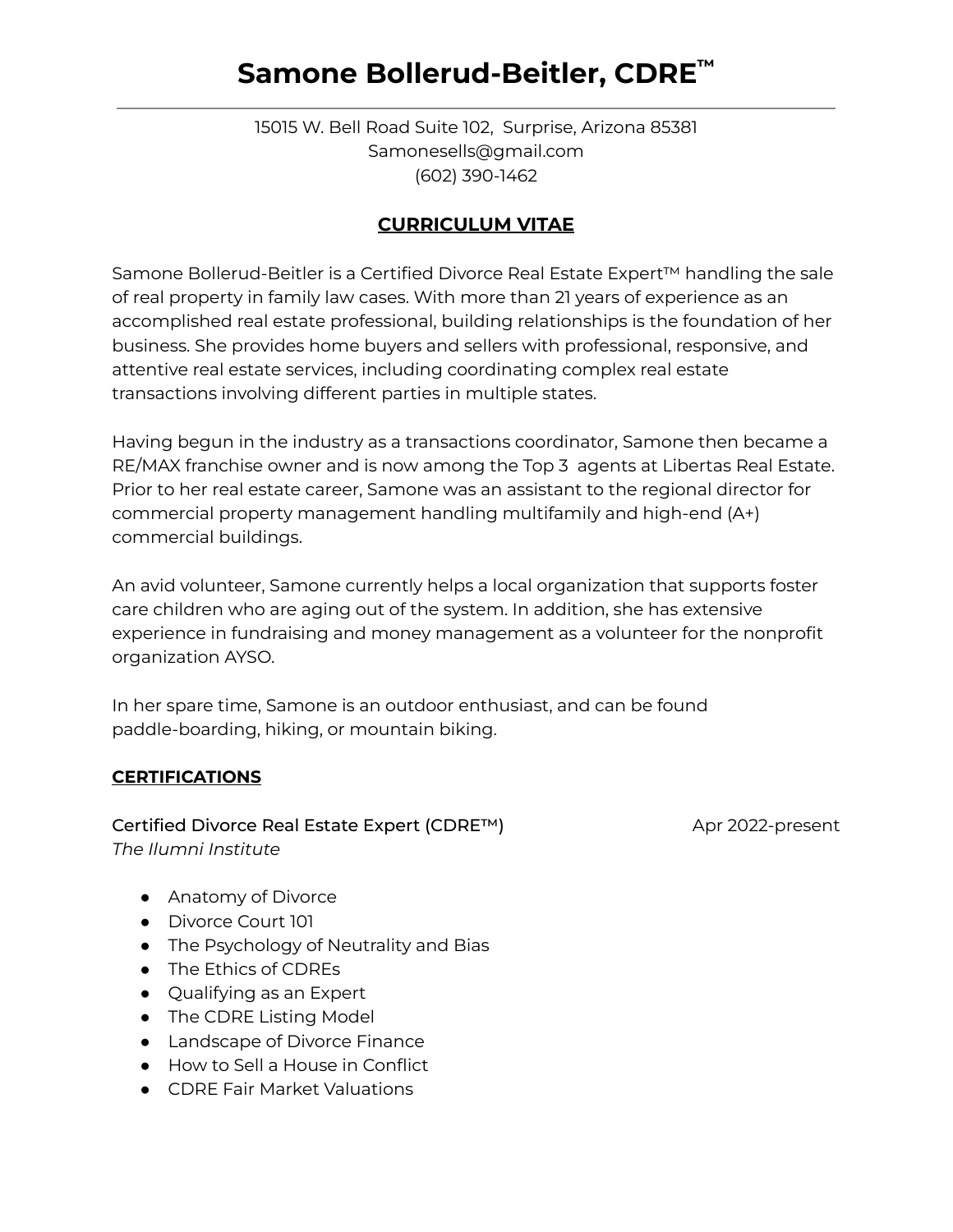# Samone Bollerud-Beitler, CDRE™

15015 W. Bell Road Suite 102, Surprise, Arizona 85381
Samonesells@gmail.com
(602) 390-1462

## CURRICULUM VITAE

Samone Bollerud-Beitler is a Certified Divorce Real Estate Expert™ handling the sale of real property in family law cases. With more than 21 years of experience as an accomplished real estate professional, building relationships is the foundation of her business. She provides home buyers and sellers with professional, responsive, and attentive real estate services, including coordinating complex real estate transactions involving different parties in multiple states.

Having begun in the industry as a transactions coordinator, Samone then became a RE/MAX franchise owner and is now among the Top 3 agents at Libertas Real Estate. Prior to her real estate career, Samone was an assistant to the regional director for commercial property management handling multifamily and high-end (A+) commercial buildings.

An avid volunteer, Samone currently helps a local organization that supports foster care children who are aging out of the system. In addition, she has extensive experience in fundraising and money management as a volunteer for the nonprofit organization AYSO.

In her spare time, Samone is an outdoor enthusiast, and can be found paddle-boarding, hiking, or mountain biking.

## CERTIFICATIONS

**Certified Divorce Real Estate Expert (CDRE™)** — Apr 2022-present
*The Ilumni Institute*

- Anatomy of Divorce
- Divorce Court 101
- The Psychology of Neutrality and Bias
- The Ethics of CDREs
- Qualifying as an Expert
- The CDRE Listing Model
- Landscape of Divorce Finance
- How to Sell a House in Conflict
- CDRE Fair Market Valuations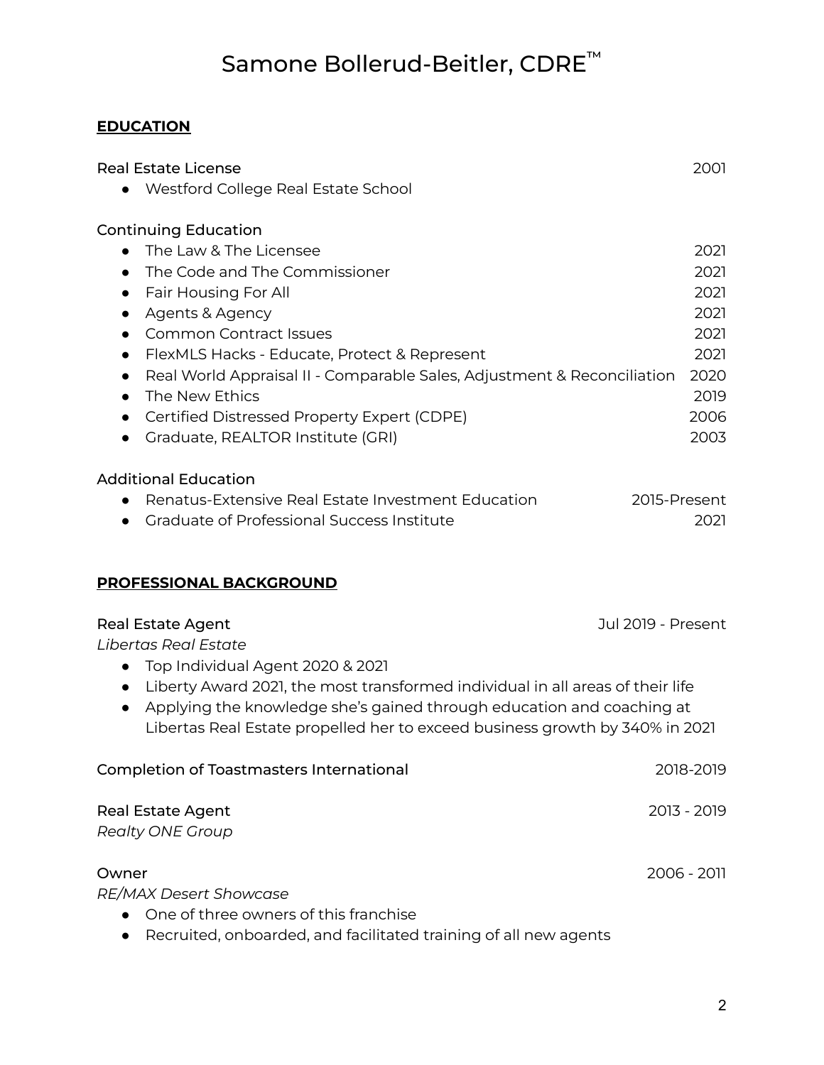# Samone Bollerud-Beitler, CDRE™

## EDUCATION

**Real Estate License** — 2001

- Westford College Real Estate School

**Continuing Education**

- The Law & The Licensee — 2021
- The Code and The Commissioner — 2021
- Fair Housing For All — 2021
- Agents & Agency — 2021
- Common Contract Issues — 2021
- FlexMLS Hacks - Educate, Protect & Represent — 2021
- Real World Appraisal II - Comparable Sales, Adjustment & Reconciliation — 2020
- The New Ethics — 2019
- Certified Distressed Property Expert (CDPE) — 2006
- Graduate, REALTOR Institute (GRI) — 2003

**Additional Education**

- Renatus-Extensive Real Estate Investment Education — 2015-Present
- Graduate of Professional Success Institute — 2021

## PROFESSIONAL BACKGROUND

**Real Estate Agent** — Jul 2019 - Present
*Libertas Real Estate*

- Top Individual Agent 2020 & 2021
- Liberty Award 2021, the most transformed individual in all areas of their life
- Applying the knowledge she's gained through education and coaching at Libertas Real Estate propelled her to exceed business growth by 340% in 2021

**Completion of Toastmasters International** — 2018-2019

**Real Estate Agent** — 2013 - 2019
*Realty ONE Group*

**Owner** — 2006 - 2011
*RE/MAX Desert Showcase*

- One of three owners of this franchise
- Recruited, onboarded, and facilitated training of all new agents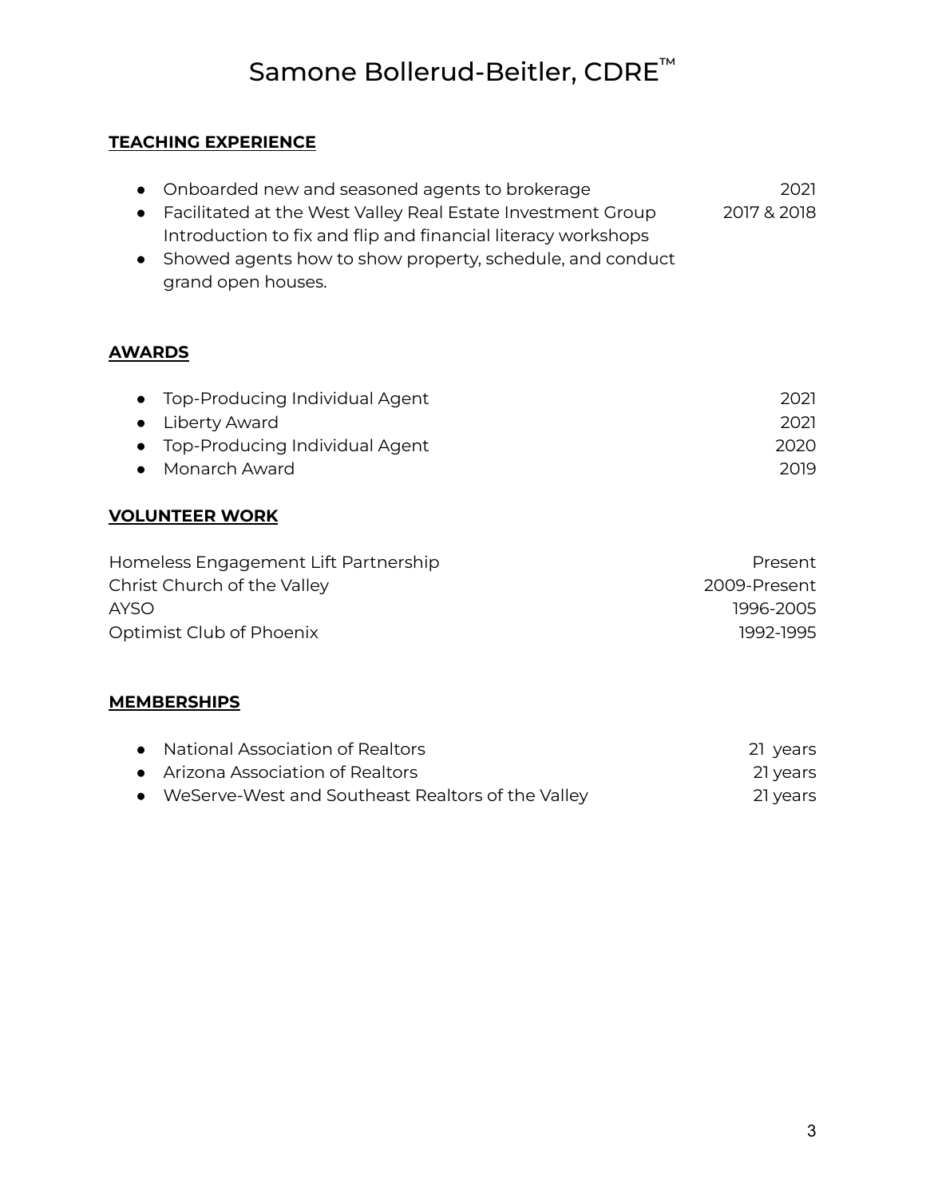# Samone Bollerud-Beitler, CDRE™

**TEACHING EXPERIENCE**

- Onboarded new and seasoned agents to brokerage — 2021
- Facilitated at the West Valley Real Estate Investment Group Introduction to fix and flip and financial literacy workshops — 2017 & 2018
- Showed agents how to show property, schedule, and conduct grand open houses.

**AWARDS**

- Top-Producing Individual Agent — 2021
- Liberty Award — 2021
- Top-Producing Individual Agent — 2020
- Monarch Award — 2019

**VOLUNTEER WORK**

Homeless Engagement Lift Partnership — Present
Christ Church of the Valley — 2009-Present
AYSO — 1996-2005
Optimist Club of Phoenix — 1992-1995

**MEMBERSHIPS**

- National Association of Realtors — 21 years
- Arizona Association of Realtors — 21 years
- WeServe-West and Southeast Realtors of the Valley — 21 years